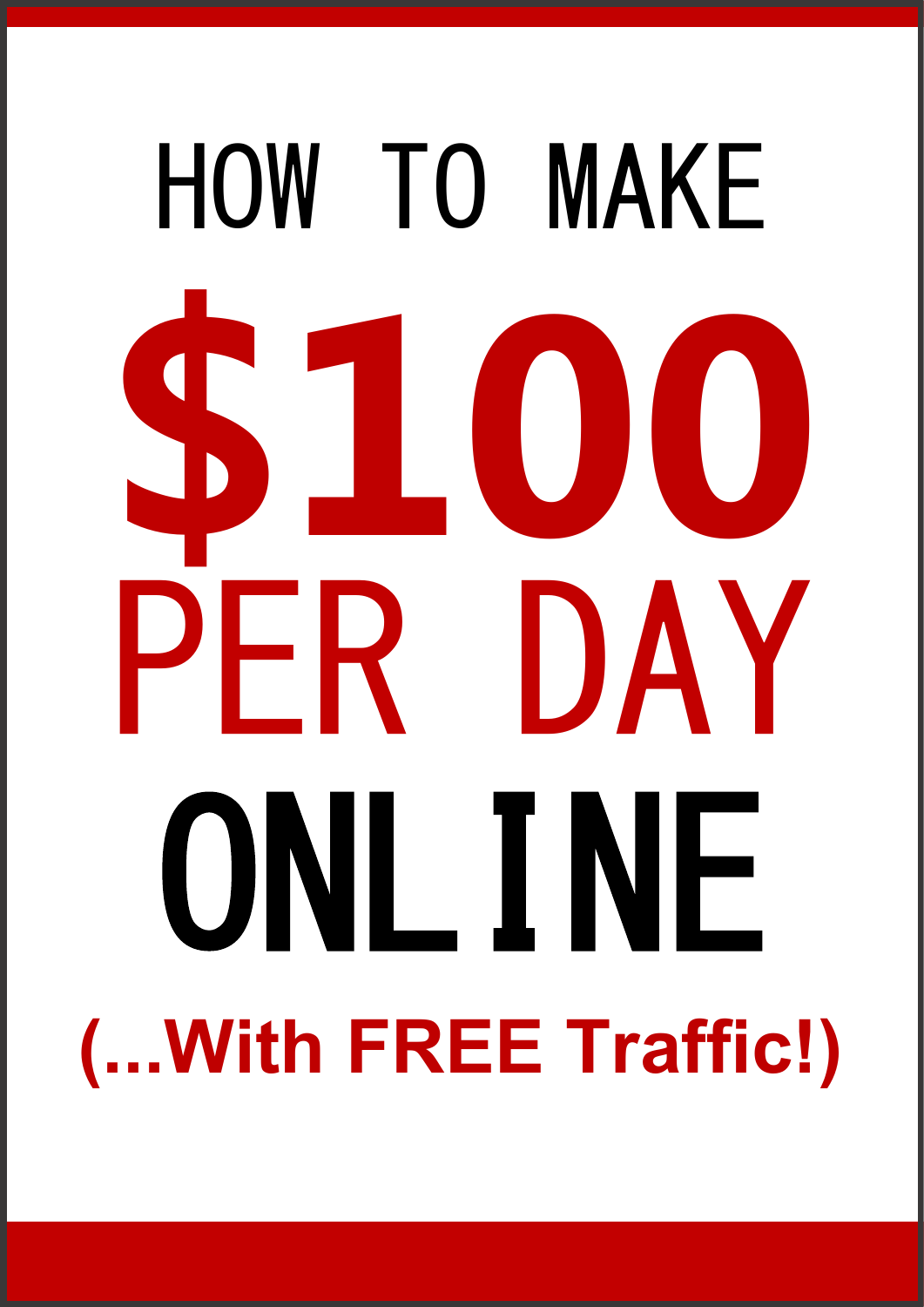# HOW TO MAKE $100 PER DAY ONLINE

**(...With FREE Traffic!)**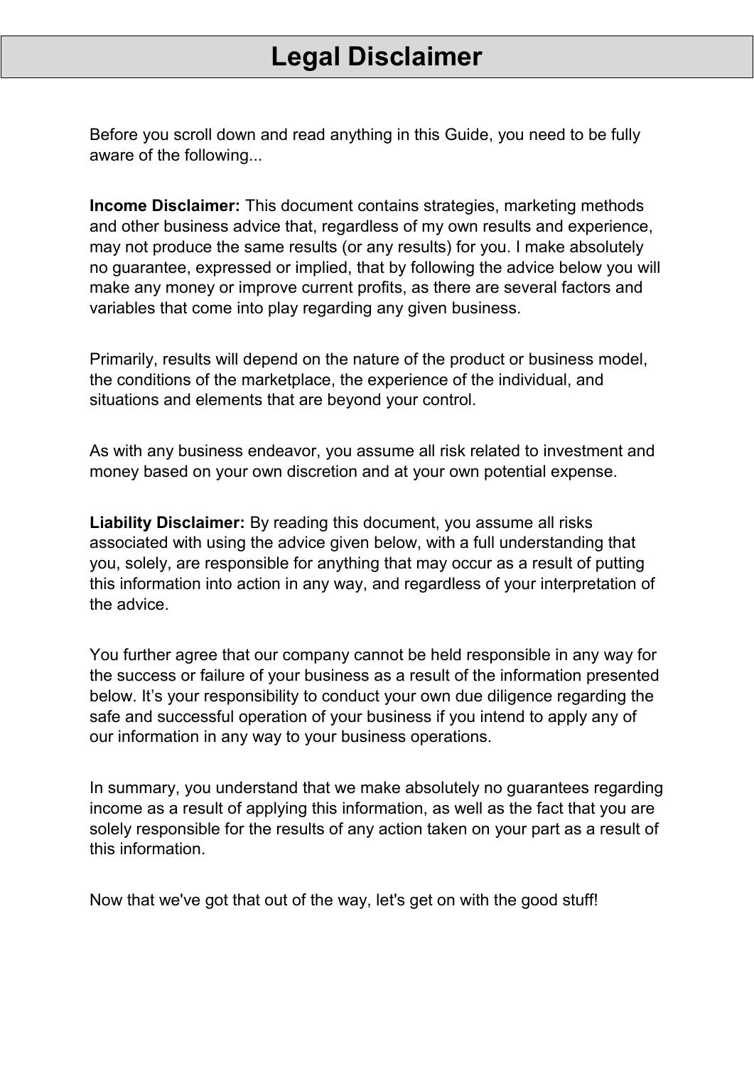# Legal Disclaimer

Before you scroll down and read anything in this Guide, you need to be fully aware of the following...

**Income Disclaimer:** This document contains strategies, marketing methods and other business advice that, regardless of my own results and experience, may not produce the same results (or any results) for you. I make absolutely no guarantee, expressed or implied, that by following the advice below you will make any money or improve current profits, as there are several factors and variables that come into play regarding any given business.

Primarily, results will depend on the nature of the product or business model, the conditions of the marketplace, the experience of the individual, and situations and elements that are beyond your control.

As with any business endeavor, you assume all risk related to investment and money based on your own discretion and at your own potential expense.

**Liability Disclaimer:** By reading this document, you assume all risks associated with using the advice given below, with a full understanding that you, solely, are responsible for anything that may occur as a result of putting this information into action in any way, and regardless of your interpretation of the advice.

You further agree that our company cannot be held responsible in any way for the success or failure of your business as a result of the information presented below. It's your responsibility to conduct your own due diligence regarding the safe and successful operation of your business if you intend to apply any of our information in any way to your business operations.

In summary, you understand that we make absolutely no guarantees regarding income as a result of applying this information, as well as the fact that you are solely responsible for the results of any action taken on your part as a result of this information.

Now that we've got that out of the way, let's get on with the good stuff!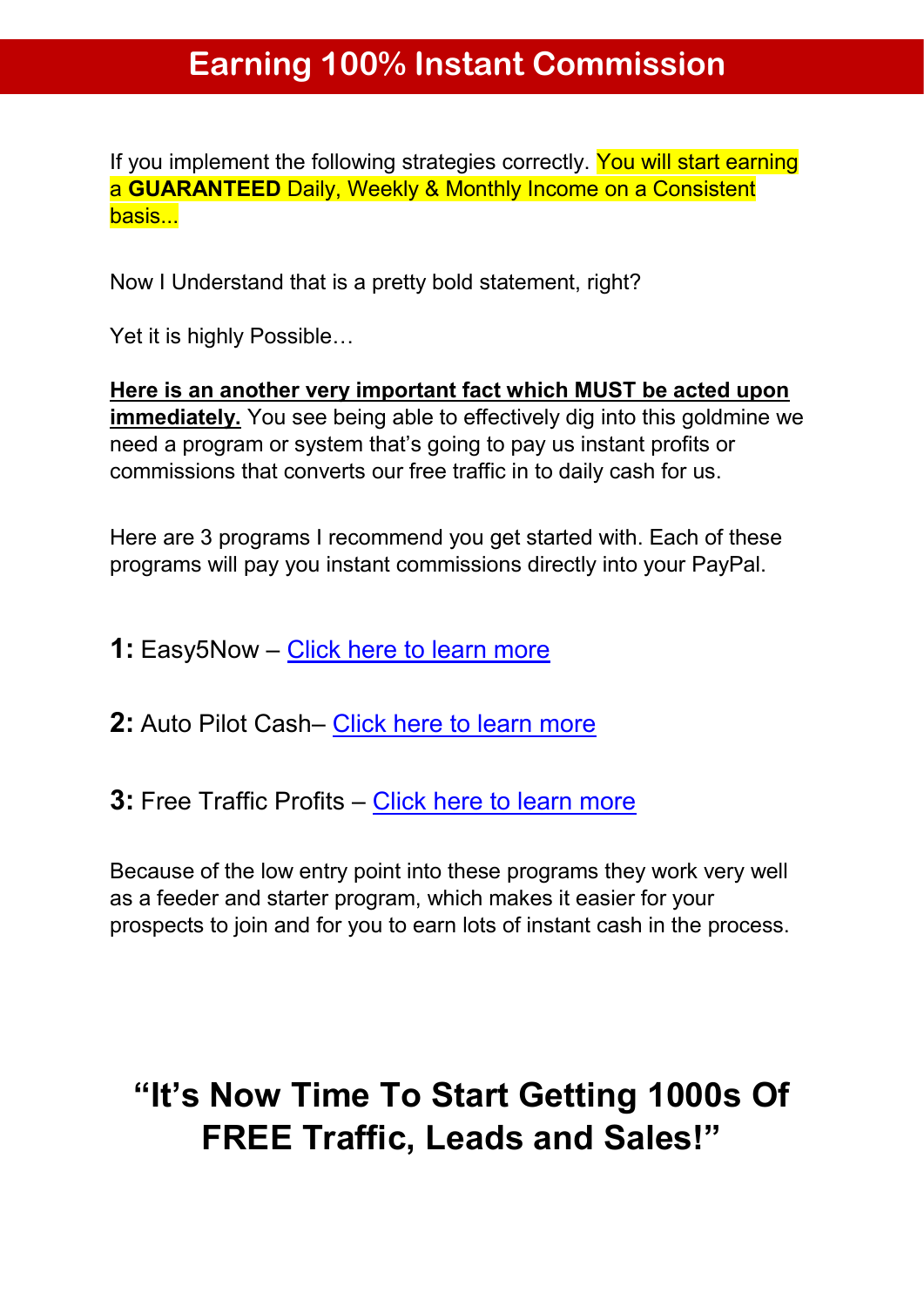# Earning 100% Instant Commission

If you implement the following strategies correctly. You will start earning a **GUARANTEED** Daily, Weekly & Monthly Income on a Consistent basis...

Now I Understand that is a pretty bold statement, right?

Yet it is highly Possible…

**Here is an another very important fact which MUST be acted upon immediately.** You see being able to effectively dig into this goldmine we need a program or system that's going to pay us instant profits or commissions that converts our free traffic in to daily cash for us.

Here are 3 programs I recommend you get started with. Each of these programs will pay you instant commissions directly into your PayPal.

**1:** Easy5Now – Click here to learn more

**2:** Auto Pilot Cash– Click here to learn more

**3:** Free Traffic Profits – Click here to learn more

Because of the low entry point into these programs they work very well as a feeder and starter program, which makes it easier for your prospects to join and for you to earn lots of instant cash in the process.

## "It's Now Time To Start Getting 1000s Of FREE Traffic, Leads and Sales!"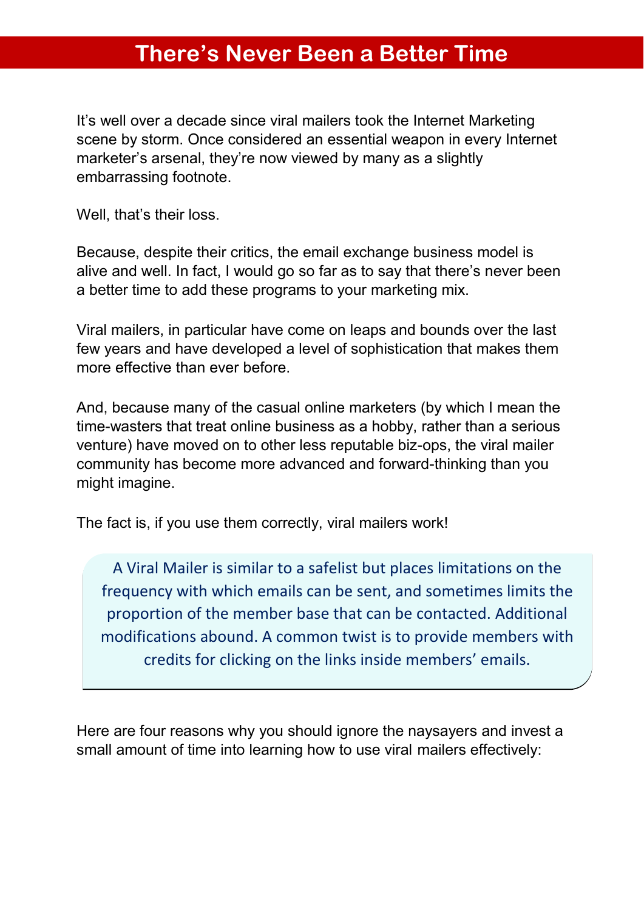# There's Never Been a Better Time

It's well over a decade since viral mailers took the Internet Marketing scene by storm. Once considered an essential weapon in every Internet marketer's arsenal, they're now viewed by many as a slightly embarrassing footnote.

Well, that's their loss.

Because, despite their critics, the email exchange business model is alive and well. In fact, I would go so far as to say that there's never been a better time to add these programs to your marketing mix.

Viral mailers, in particular have come on leaps and bounds over the last few years and have developed a level of sophistication that makes them more effective than ever before.

And, because many of the casual online marketers (by which I mean the time-wasters that treat online business as a hobby, rather than a serious venture) have moved on to other less reputable biz-ops, the viral mailer community has become more advanced and forward-thinking than you might imagine.

The fact is, if you use them correctly, viral mailers work!

> A Viral Mailer is similar to a safelist but places limitations on the frequency with which emails can be sent, and sometimes limits the proportion of the member base that can be contacted. Additional modifications abound. A common twist is to provide members with credits for clicking on the links inside members' emails.

Here are four reasons why you should ignore the naysayers and invest a small amount of time into learning how to use viral mailers effectively: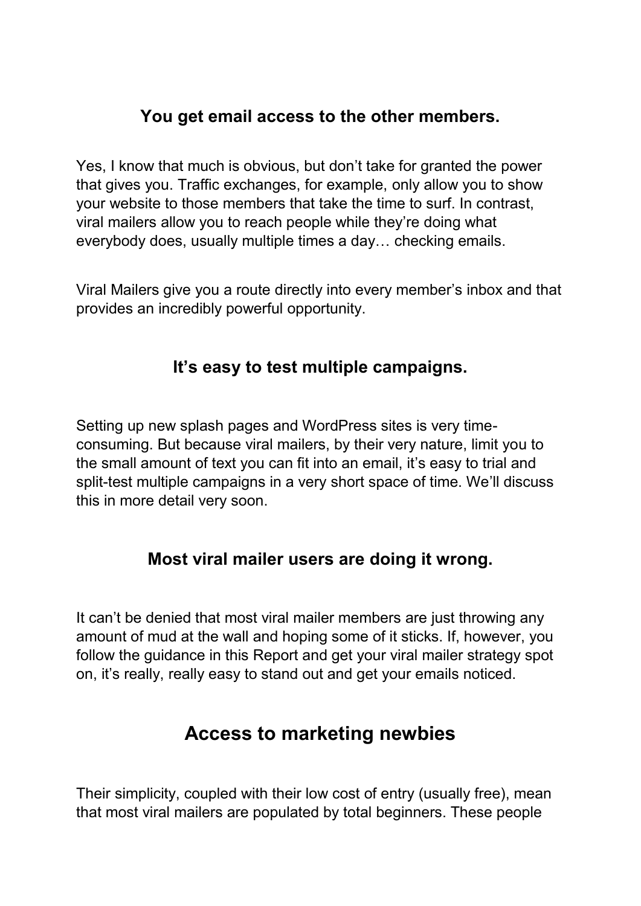### You get email access to the other members.

Yes, I know that much is obvious, but don't take for granted the power that gives you. Traffic exchanges, for example, only allow you to show your website to those members that take the time to surf. In contrast, viral mailers allow you to reach people while they're doing what everybody does, usually multiple times a day… checking emails.

Viral Mailers give you a route directly into every member's inbox and that provides an incredibly powerful opportunity.

### It's easy to test multiple campaigns.

Setting up new splash pages and WordPress sites is very time-consuming. But because viral mailers, by their very nature, limit you to the small amount of text you can fit into an email, it's easy to trial and split-test multiple campaigns in a very short space of time. We'll discuss this in more detail very soon.

### Most viral mailer users are doing it wrong.

It can't be denied that most viral mailer members are just throwing any amount of mud at the wall and hoping some of it sticks. If, however, you follow the guidance in this Report and get your viral mailer strategy spot on, it's really, really easy to stand out and get your emails noticed.

## Access to marketing newbies

Their simplicity, coupled with their low cost of entry (usually free), mean that most viral mailers are populated by total beginners. These people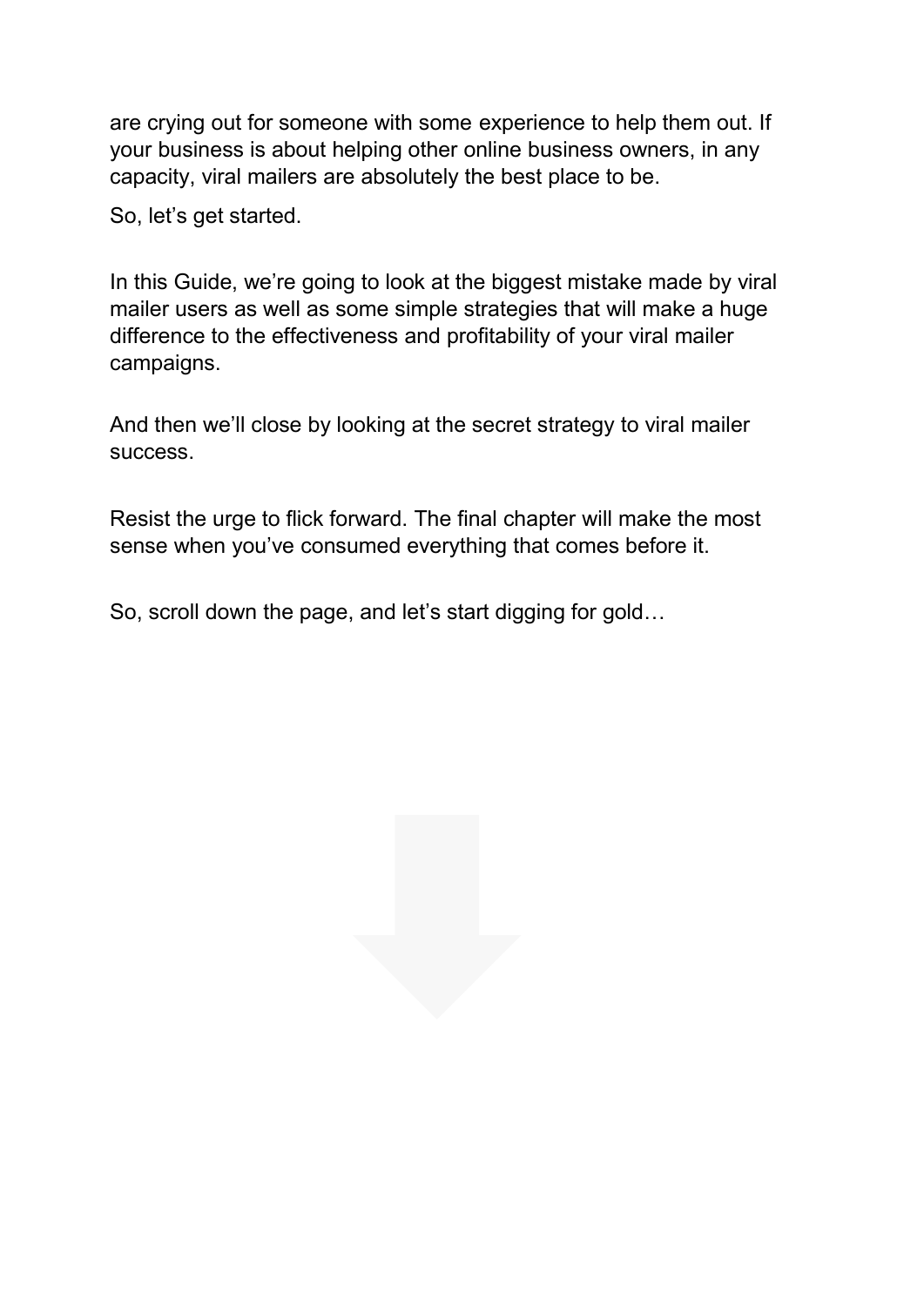are crying out for someone with some experience to help them out. If your business is about helping other online business owners, in any capacity, viral mailers are absolutely the best place to be.

So, let’s get started.

In this Guide, we’re going to look at the biggest mistake made by viral mailer users as well as some simple strategies that will make a huge difference to the effectiveness and profitability of your viral mailer campaigns.

And then we’ll close by looking at the secret strategy to viral mailer success.

Resist the urge to flick forward. The final chapter will make the most sense when you’ve consumed everything that comes before it.

So, scroll down the page, and let’s start digging for gold…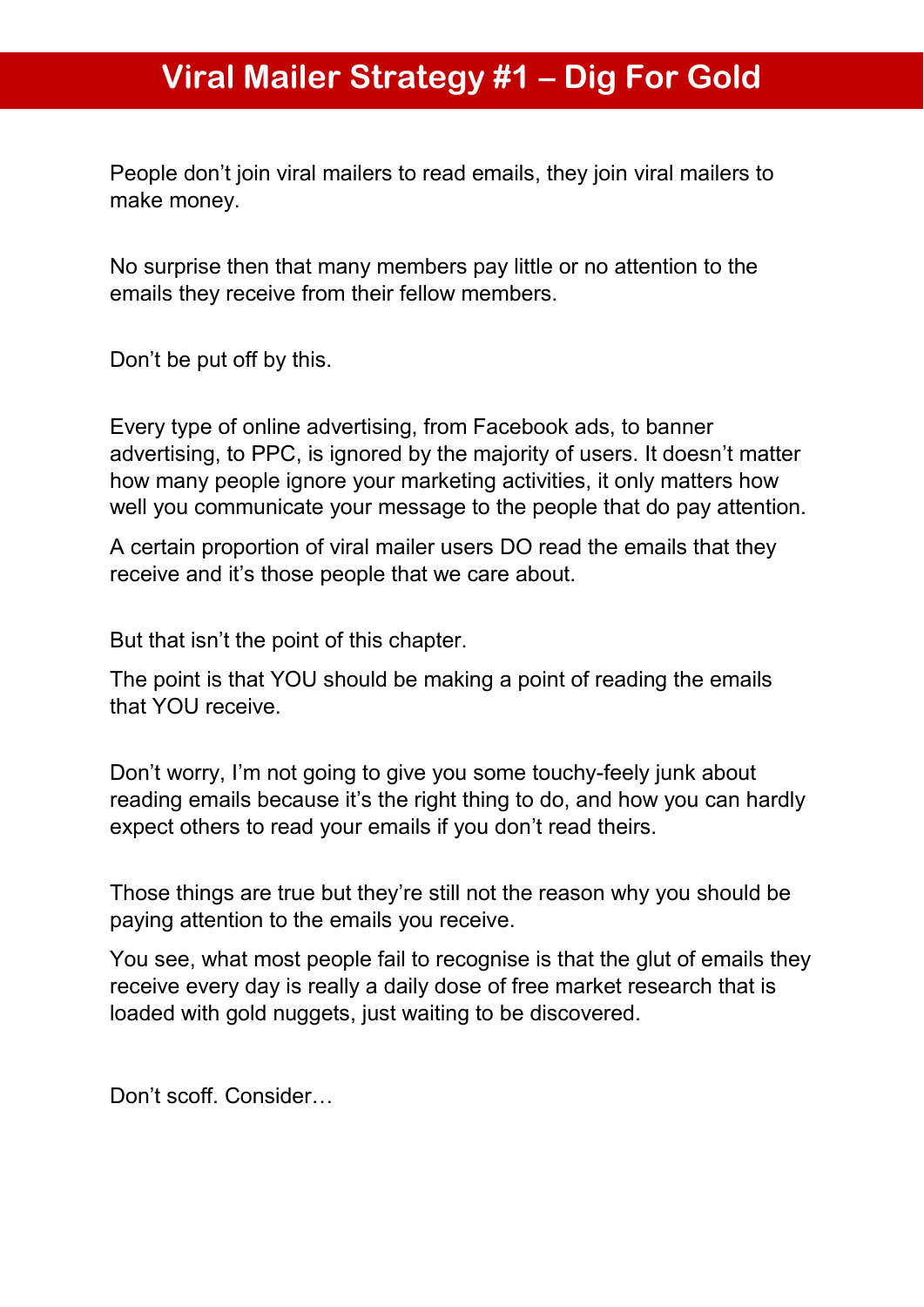# Viral Mailer Strategy #1 – Dig For Gold

People don't join viral mailers to read emails, they join viral mailers to make money.

No surprise then that many members pay little or no attention to the emails they receive from their fellow members.

Don't be put off by this.

Every type of online advertising, from Facebook ads, to banner advertising, to PPC, is ignored by the majority of users. It doesn't matter how many people ignore your marketing activities, it only matters how well you communicate your message to the people that do pay attention.

A certain proportion of viral mailer users DO read the emails that they receive and it's those people that we care about.

But that isn't the point of this chapter.

The point is that YOU should be making a point of reading the emails that YOU receive.

Don't worry, I'm not going to give you some touchy-feely junk about reading emails because it's the right thing to do, and how you can hardly expect others to read your emails if you don't read theirs.

Those things are true but they're still not the reason why you should be paying attention to the emails you receive.

You see, what most people fail to recognise is that the glut of emails they receive every day is really a daily dose of free market research that is loaded with gold nuggets, just waiting to be discovered.

Don't scoff. Consider…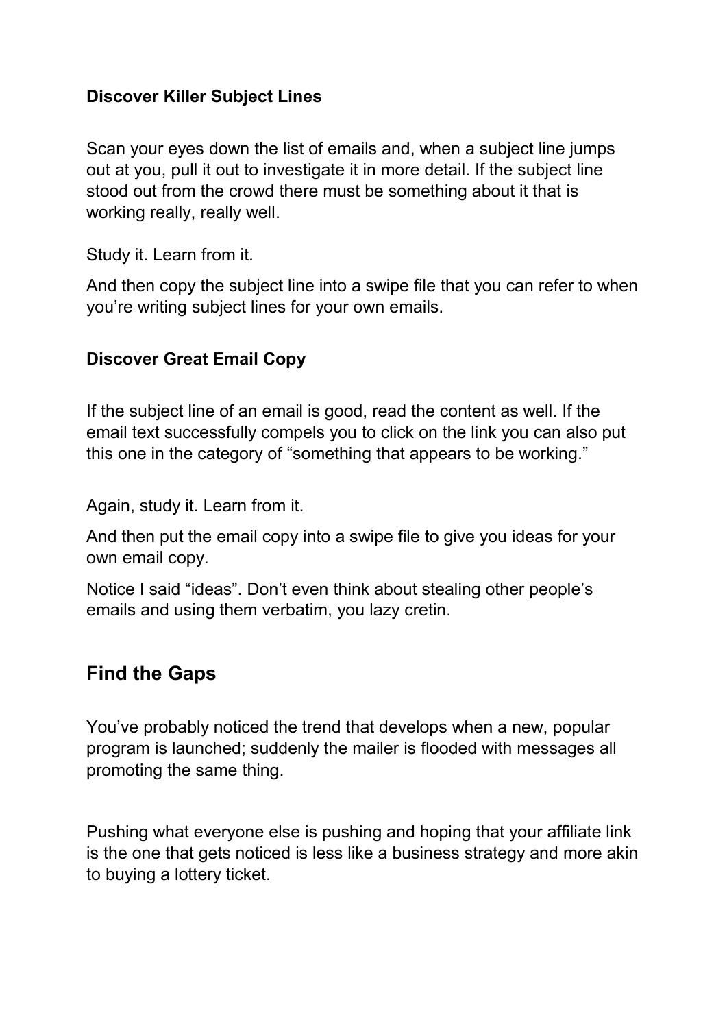### Discover Killer Subject Lines

Scan your eyes down the list of emails and, when a subject line jumps out at you, pull it out to investigate it in more detail. If the subject line stood out from the crowd there must be something about it that is working really, really well.

Study it. Learn from it.

And then copy the subject line into a swipe file that you can refer to when you're writing subject lines for your own emails.

### Discover Great Email Copy

If the subject line of an email is good, read the content as well. If the email text successfully compels you to click on the link you can also put this one in the category of "something that appears to be working."

Again, study it. Learn from it.

And then put the email copy into a swipe file to give you ideas for your own email copy.

Notice I said "ideas". Don't even think about stealing other people's emails and using them verbatim, you lazy cretin.

## Find the Gaps

You've probably noticed the trend that develops when a new, popular program is launched; suddenly the mailer is flooded with messages all promoting the same thing.

Pushing what everyone else is pushing and hoping that your affiliate link is the one that gets noticed is less like a business strategy and more akin to buying a lottery ticket.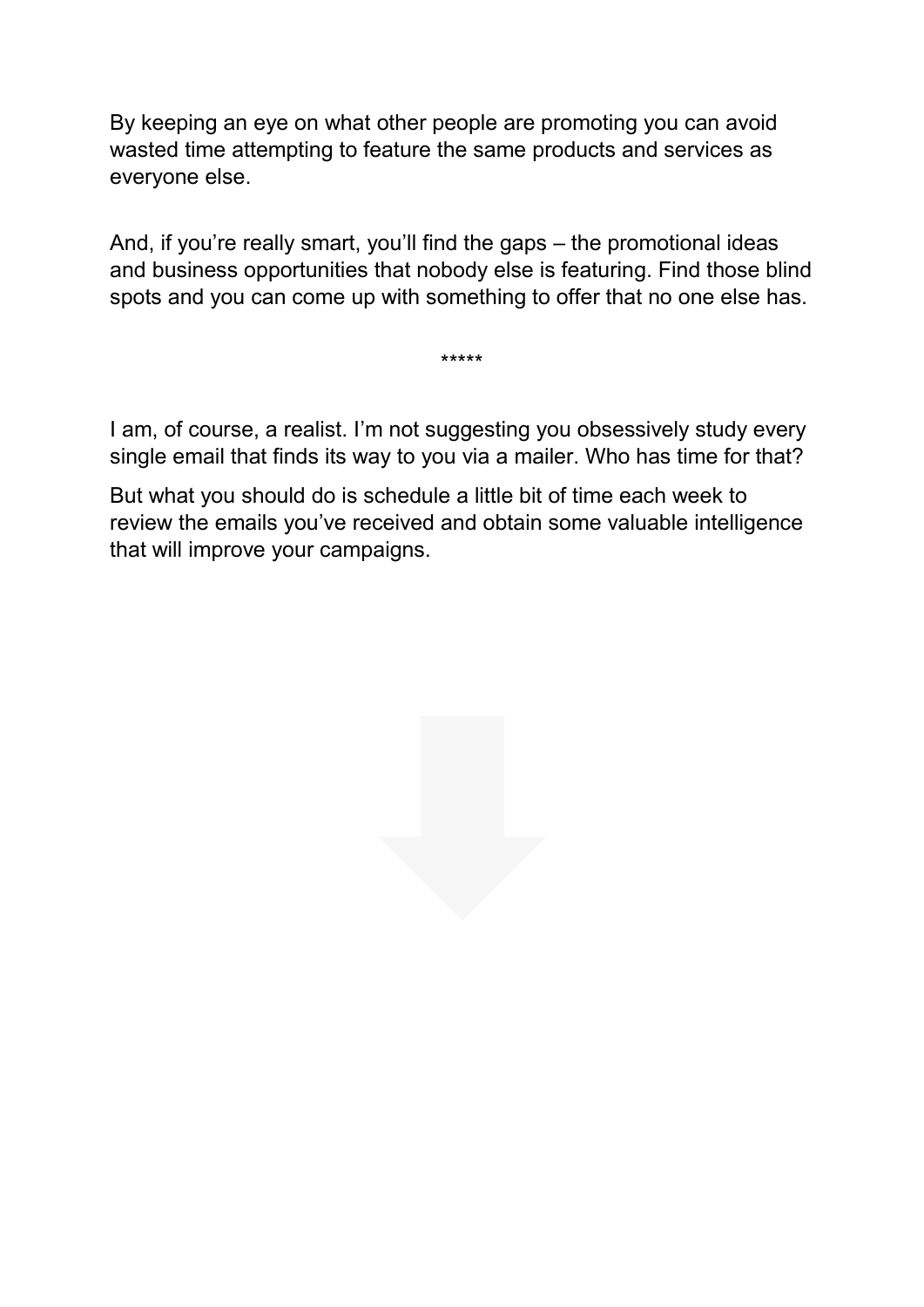By keeping an eye on what other people are promoting you can avoid wasted time attempting to feature the same products and services as everyone else.

And, if you're really smart, you'll find the gaps – the promotional ideas and business opportunities that nobody else is featuring. Find those blind spots and you can come up with something to offer that no one else has.

*****

I am, of course, a realist. I'm not suggesting you obsessively study every single email that finds its way to you via a mailer. Who has time for that?

But what you should do is schedule a little bit of time each week to review the emails you've received and obtain some valuable intelligence that will improve your campaigns.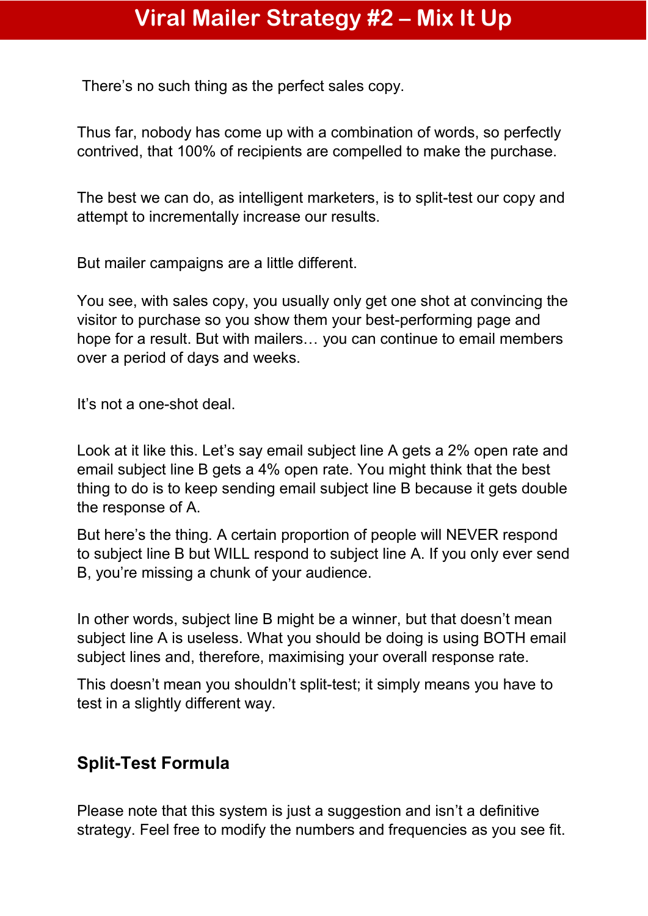# Viral Mailer Strategy #2 – Mix It Up

There's no such thing as the perfect sales copy.

Thus far, nobody has come up with a combination of words, so perfectly contrived, that 100% of recipients are compelled to make the purchase.

The best we can do, as intelligent marketers, is to split-test our copy and attempt to incrementally increase our results.

But mailer campaigns are a little different.

You see, with sales copy, you usually only get one shot at convincing the visitor to purchase so you show them your best-performing page and hope for a result. But with mailers… you can continue to email members over a period of days and weeks.

It's not a one-shot deal.

Look at it like this. Let's say email subject line A gets a 2% open rate and email subject line B gets a 4% open rate. You might think that the best thing to do is to keep sending email subject line B because it gets double the response of A.

But here's the thing. A certain proportion of people will NEVER respond to subject line B but WILL respond to subject line A. If you only ever send B, you're missing a chunk of your audience.

In other words, subject line B might be a winner, but that doesn't mean subject line A is useless. What you should be doing is using BOTH email subject lines and, therefore, maximising your overall response rate.

This doesn't mean you shouldn't split-test; it simply means you have to test in a slightly different way.

## Split-Test Formula

Please note that this system is just a suggestion and isn't a definitive strategy. Feel free to modify the numbers and frequencies as you see fit.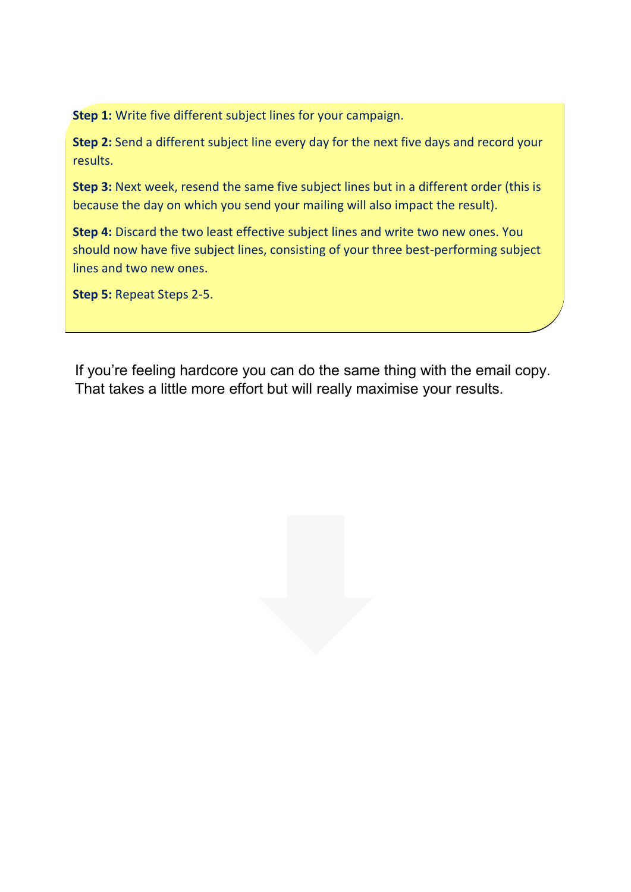**Step 1:** Write five different subject lines for your campaign.

**Step 2:** Send a different subject line every day for the next five days and record your results.

**Step 3:** Next week, resend the same five subject lines but in a different order (this is because the day on which you send your mailing will also impact the result).

**Step 4:** Discard the two least effective subject lines and write two new ones. You should now have five subject lines, consisting of your three best-performing subject lines and two new ones.

**Step 5:** Repeat Steps 2-5.

If you're feeling hardcore you can do the same thing with the email copy. That takes a little more effort but will really maximise your results.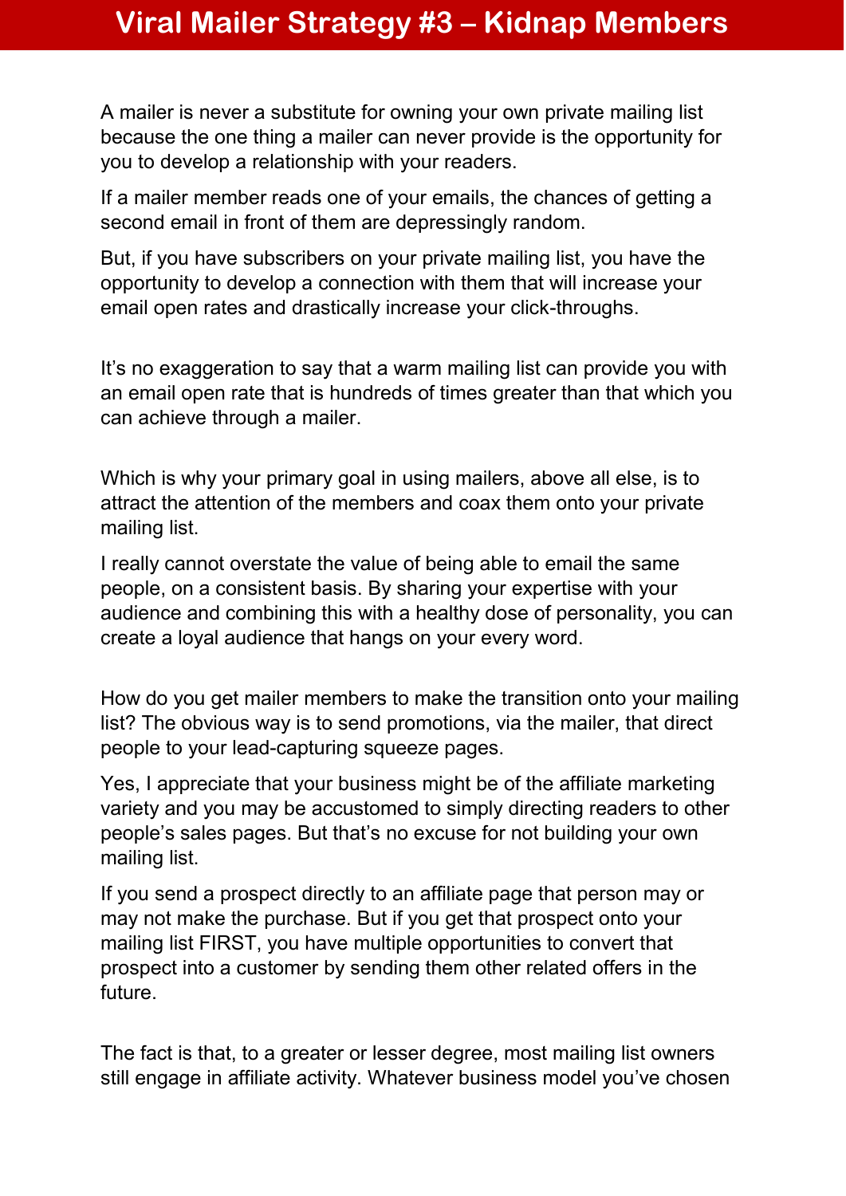# Viral Mailer Strategy #3 – Kidnap Members

A mailer is never a substitute for owning your own private mailing list because the one thing a mailer can never provide is the opportunity for you to develop a relationship with your readers.

If a mailer member reads one of your emails, the chances of getting a second email in front of them are depressingly random.

But, if you have subscribers on your private mailing list, you have the opportunity to develop a connection with them that will increase your email open rates and drastically increase your click-throughs.

It's no exaggeration to say that a warm mailing list can provide you with an email open rate that is hundreds of times greater than that which you can achieve through a mailer.

Which is why your primary goal in using mailers, above all else, is to attract the attention of the members and coax them onto your private mailing list.

I really cannot overstate the value of being able to email the same people, on a consistent basis. By sharing your expertise with your audience and combining this with a healthy dose of personality, you can create a loyal audience that hangs on your every word.

How do you get mailer members to make the transition onto your mailing list? The obvious way is to send promotions, via the mailer, that direct people to your lead-capturing squeeze pages.

Yes, I appreciate that your business might be of the affiliate marketing variety and you may be accustomed to simply directing readers to other people's sales pages. But that's no excuse for not building your own mailing list.

If you send a prospect directly to an affiliate page that person may or may not make the purchase. But if you get that prospect onto your mailing list FIRST, you have multiple opportunities to convert that prospect into a customer by sending them other related offers in the future.

The fact is that, to a greater or lesser degree, most mailing list owners still engage in affiliate activity. Whatever business model you've chosen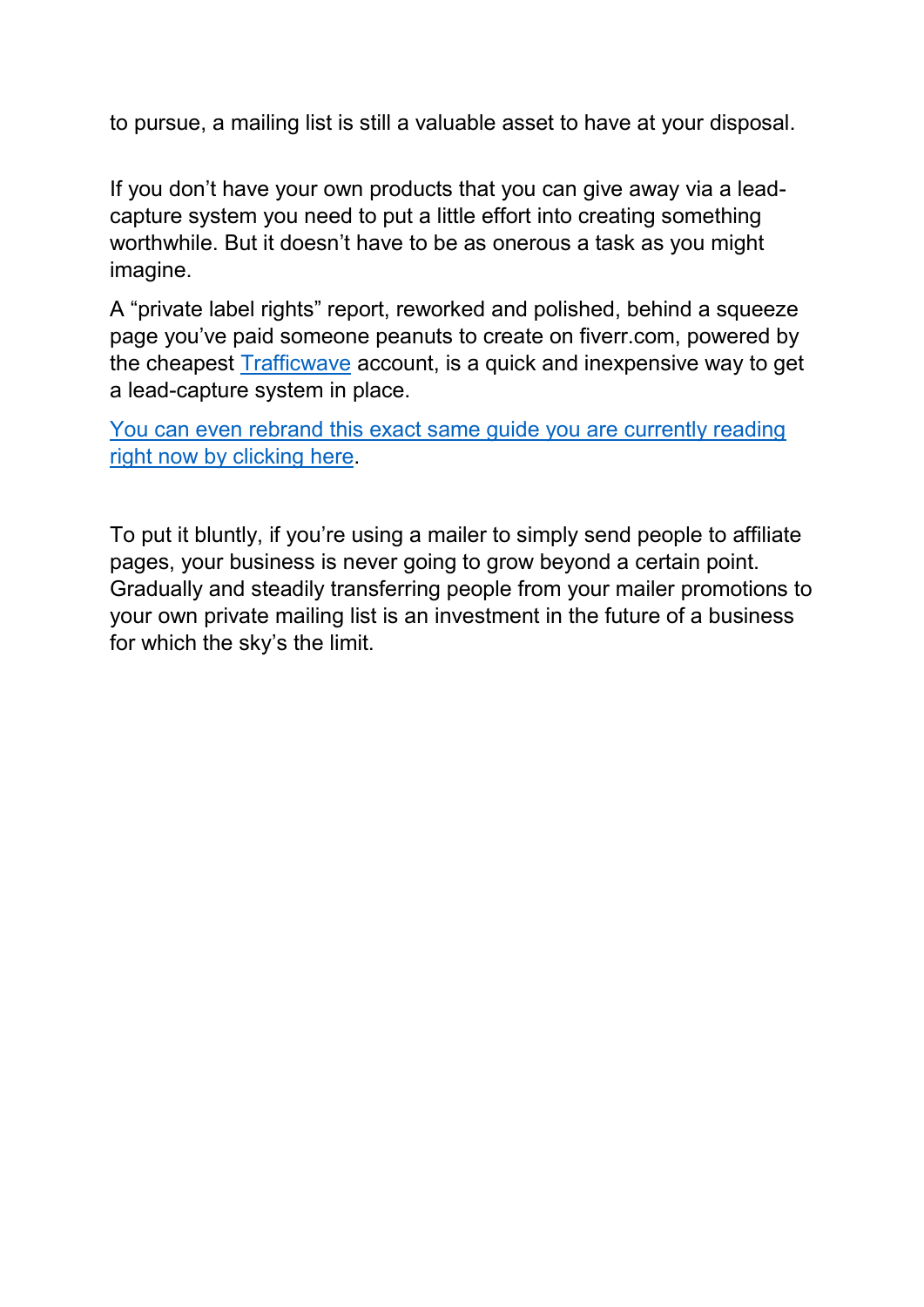to pursue, a mailing list is still a valuable asset to have at your disposal.

If you don't have your own products that you can give away via a lead-capture system you need to put a little effort into creating something worthwhile. But it doesn't have to be as onerous a task as you might imagine.

A "private label rights" report, reworked and polished, behind a squeeze page you've paid someone peanuts to create on fiverr.com, powered by the cheapest Trafficwave account, is a quick and inexpensive way to get a lead-capture system in place.

You can even rebrand this exact same guide you are currently reading right now by clicking here.

To put it bluntly, if you're using a mailer to simply send people to affiliate pages, your business is never going to grow beyond a certain point. Gradually and steadily transferring people from your mailer promotions to your own private mailing list is an investment in the future of a business for which the sky's the limit.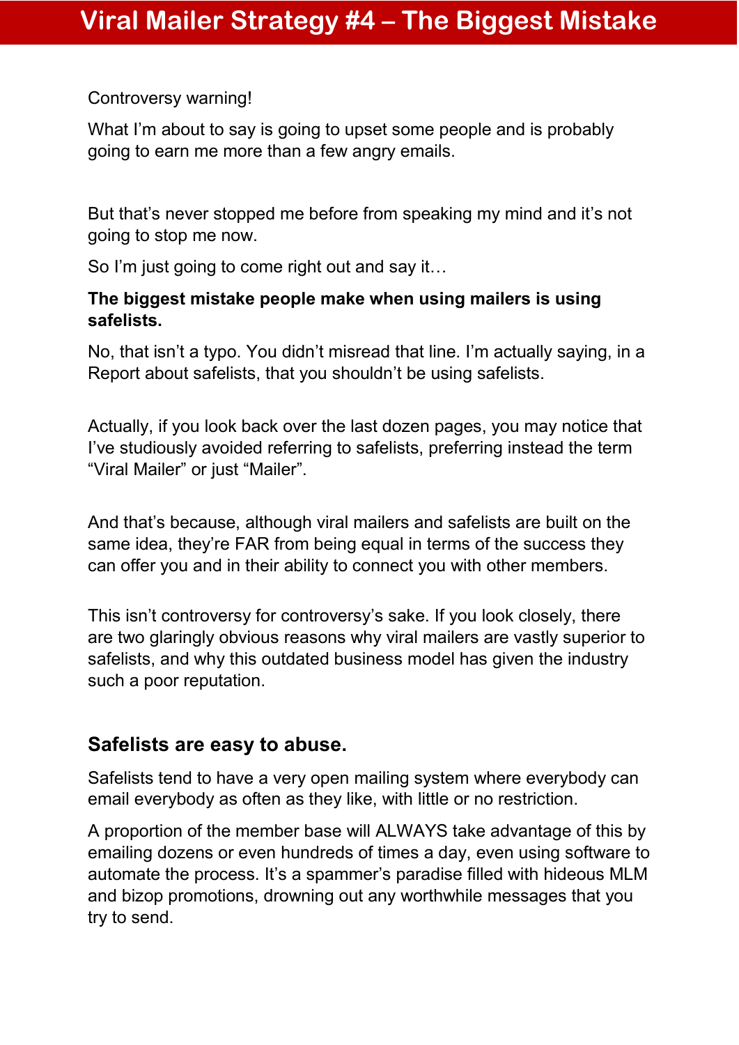# Viral Mailer Strategy #4 – The Biggest Mistake

Controversy warning!

What I'm about to say is going to upset some people and is probably going to earn me more than a few angry emails.

But that's never stopped me before from speaking my mind and it's not going to stop me now.

So I'm just going to come right out and say it…

**The biggest mistake people make when using mailers is using safelists.**

No, that isn't a typo. You didn't misread that line. I'm actually saying, in a Report about safelists, that you shouldn't be using safelists.

Actually, if you look back over the last dozen pages, you may notice that I've studiously avoided referring to safelists, preferring instead the term "Viral Mailer" or just "Mailer".

And that's because, although viral mailers and safelists are built on the same idea, they're FAR from being equal in terms of the success they can offer you and in their ability to connect you with other members.

This isn't controversy for controversy's sake. If you look closely, there are two glaringly obvious reasons why viral mailers are vastly superior to safelists, and why this outdated business model has given the industry such a poor reputation.

## Safelists are easy to abuse.

Safelists tend to have a very open mailing system where everybody can email everybody as often as they like, with little or no restriction.

A proportion of the member base will ALWAYS take advantage of this by emailing dozens or even hundreds of times a day, even using software to automate the process. It's a spammer's paradise filled with hideous MLM and bizop promotions, drowning out any worthwhile messages that you try to send.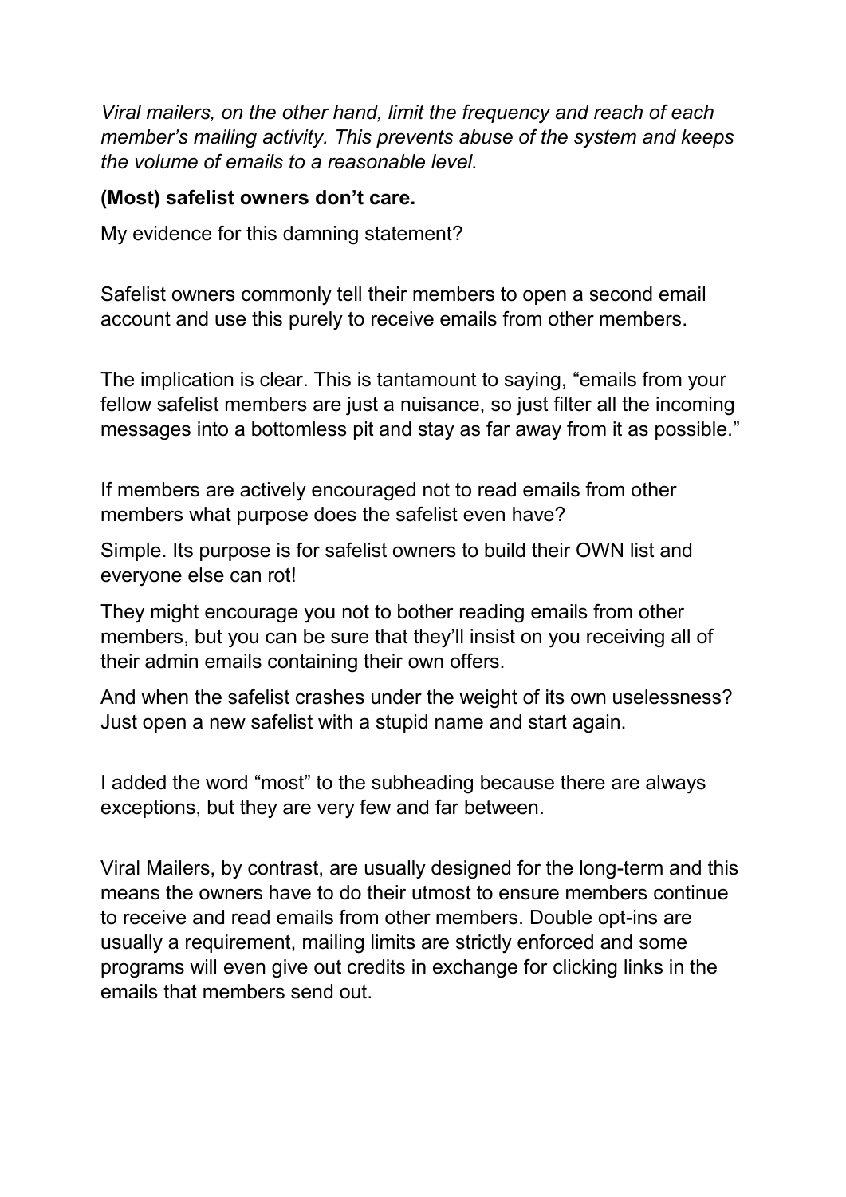*Viral mailers, on the other hand, limit the frequency and reach of each member's mailing activity. This prevents abuse of the system and keeps the volume of emails to a reasonable level.*

**(Most) safelist owners don't care.**

My evidence for this damning statement?

Safelist owners commonly tell their members to open a second email account and use this purely to receive emails from other members.

The implication is clear. This is tantamount to saying, "emails from your fellow safelist members are just a nuisance, so just filter all the incoming messages into a bottomless pit and stay as far away from it as possible."

If members are actively encouraged not to read emails from other members what purpose does the safelist even have?

Simple. Its purpose is for safelist owners to build their OWN list and everyone else can rot!

They might encourage you not to bother reading emails from other members, but you can be sure that they'll insist on you receiving all of their admin emails containing their own offers.

And when the safelist crashes under the weight of its own uselessness? Just open a new safelist with a stupid name and start again.

I added the word "most" to the subheading because there are always exceptions, but they are very few and far between.

Viral Mailers, by contrast, are usually designed for the long-term and this means the owners have to do their utmost to ensure members continue to receive and read emails from other members. Double opt-ins are usually a requirement, mailing limits are strictly enforced and some programs will even give out credits in exchange for clicking links in the emails that members send out.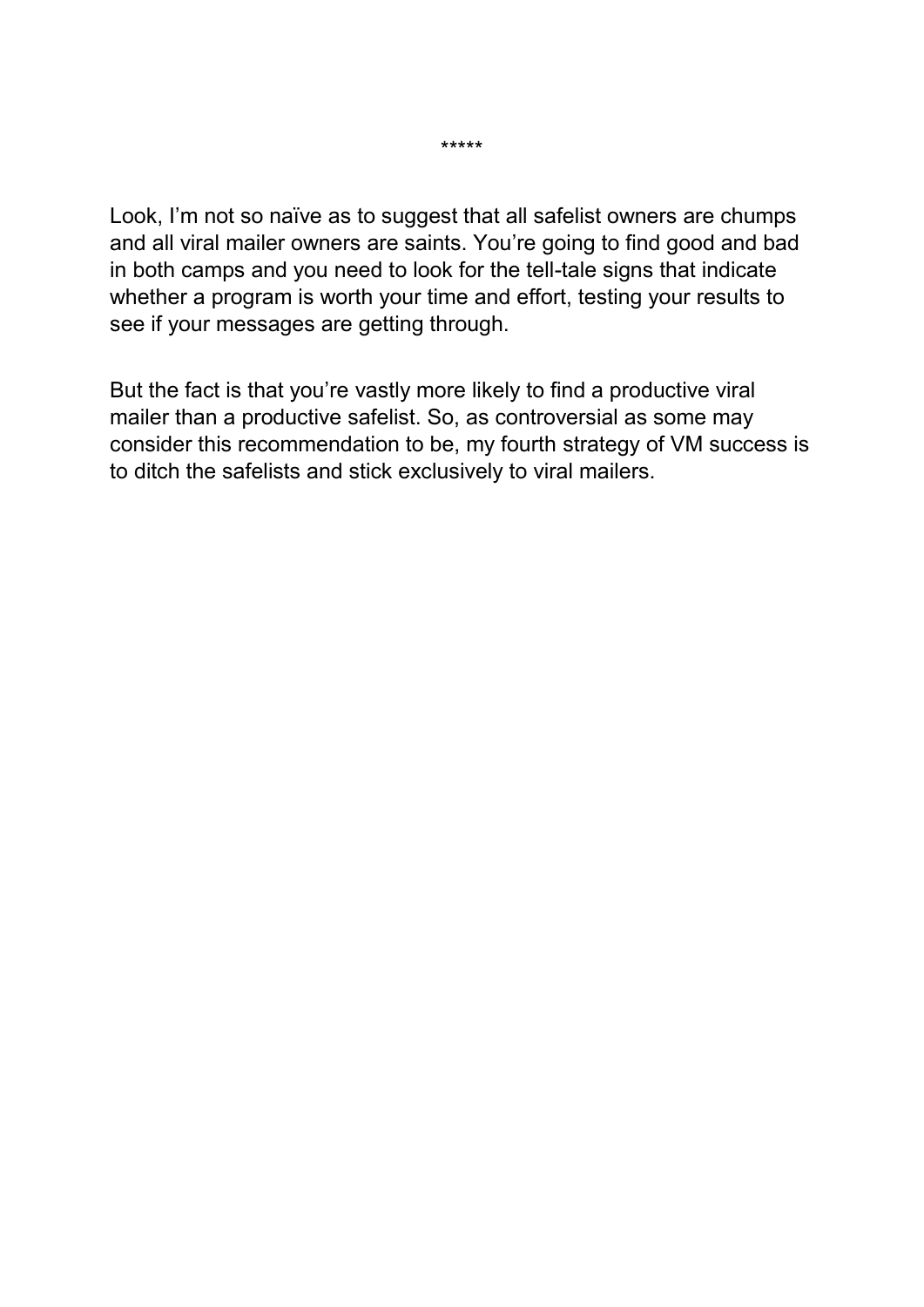*****

Look, I'm not so naïve as to suggest that all safelist owners are chumps and all viral mailer owners are saints. You're going to find good and bad in both camps and you need to look for the tell-tale signs that indicate whether a program is worth your time and effort, testing your results to see if your messages are getting through.

But the fact is that you're vastly more likely to find a productive viral mailer than a productive safelist. So, as controversial as some may consider this recommendation to be, my fourth strategy of VM success is to ditch the safelists and stick exclusively to viral mailers.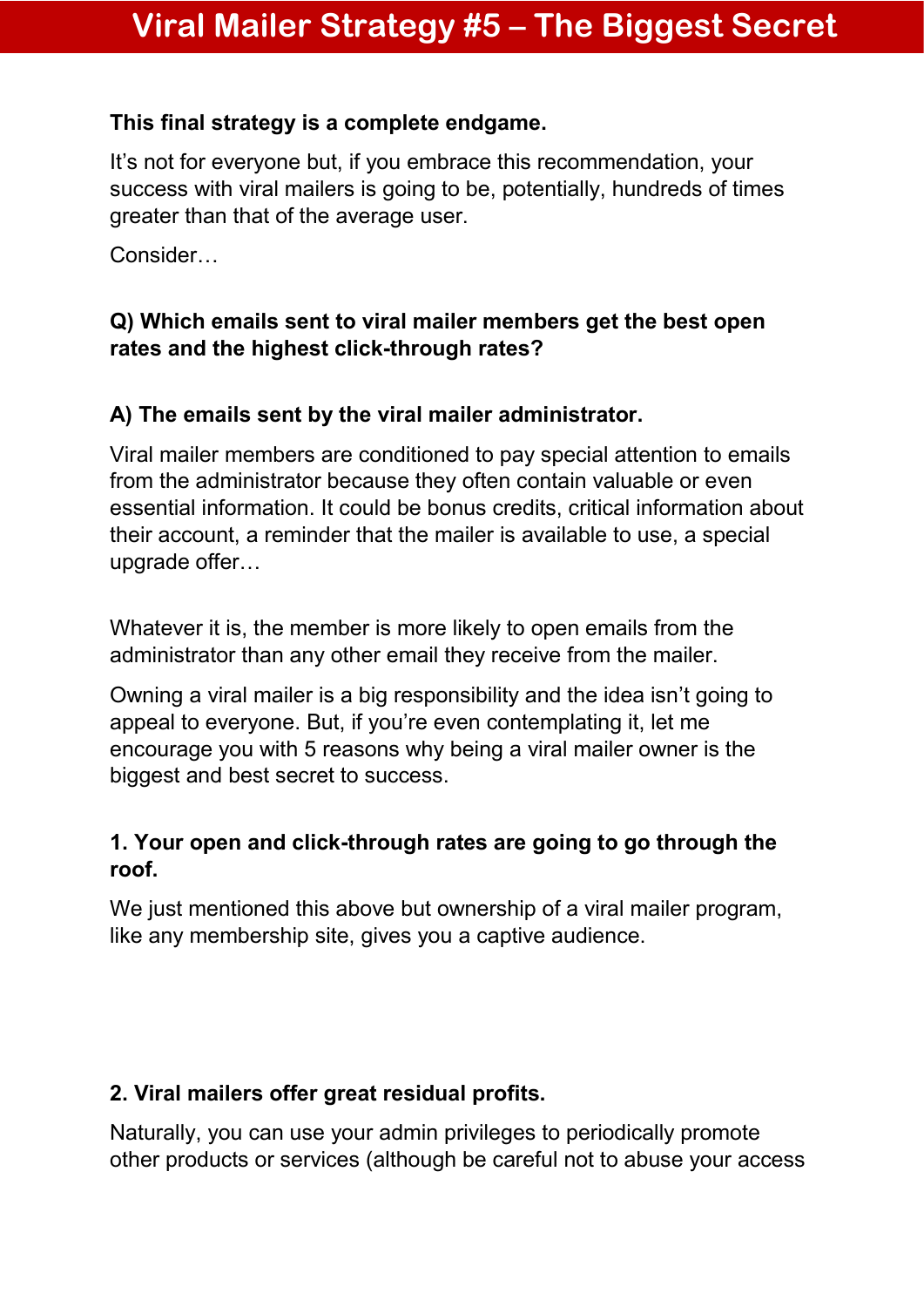# Viral Mailer Strategy #5 – The Biggest Secret

**This final strategy is a complete endgame.**

It's not for everyone but, if you embrace this recommendation, your success with viral mailers is going to be, potentially, hundreds of times greater than that of the average user.

Consider…

**Q) Which emails sent to viral mailer members get the best open rates and the highest click-through rates?**

**A) The emails sent by the viral mailer administrator.**

Viral mailer members are conditioned to pay special attention to emails from the administrator because they often contain valuable or even essential information. It could be bonus credits, critical information about their account, a reminder that the mailer is available to use, a special upgrade offer…

Whatever it is, the member is more likely to open emails from the administrator than any other email they receive from the mailer.

Owning a viral mailer is a big responsibility and the idea isn't going to appeal to everyone. But, if you're even contemplating it, let me encourage you with 5 reasons why being a viral mailer owner is the biggest and best secret to success.

**1. Your open and click-through rates are going to go through the roof.**

We just mentioned this above but ownership of a viral mailer program, like any membership site, gives you a captive audience.

**2. Viral mailers offer great residual profits.**

Naturally, you can use your admin privileges to periodically promote other products or services (although be careful not to abuse your access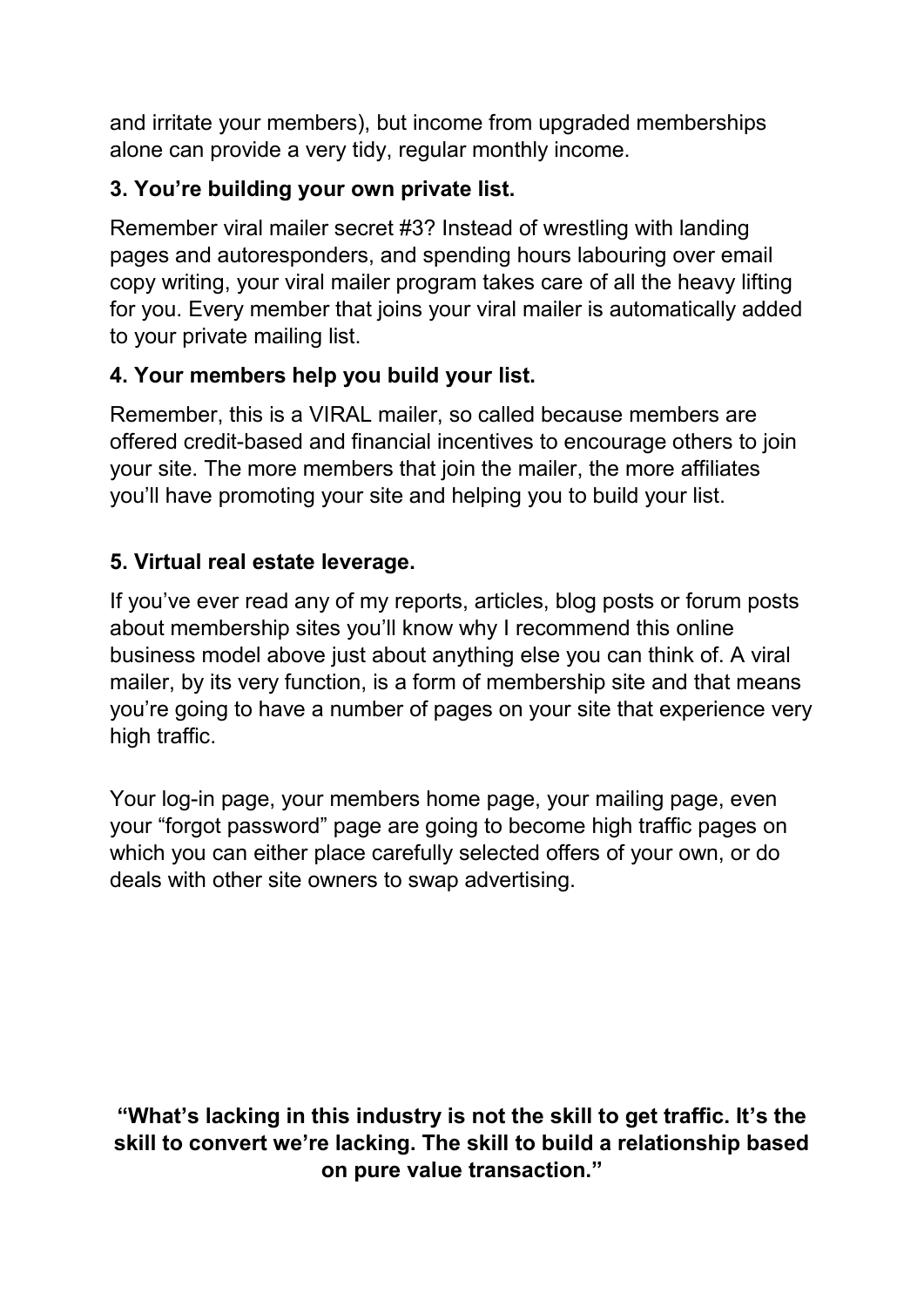and irritate your members), but income from upgraded memberships alone can provide a very tidy, regular monthly income.

**3. You're building your own private list.**

Remember viral mailer secret #3? Instead of wrestling with landing pages and autoresponders, and spending hours labouring over email copy writing, your viral mailer program takes care of all the heavy lifting for you. Every member that joins your viral mailer is automatically added to your private mailing list.

**4. Your members help you build your list.**

Remember, this is a VIRAL mailer, so called because members are offered credit-based and financial incentives to encourage others to join your site. The more members that join the mailer, the more affiliates you'll have promoting your site and helping you to build your list.

**5. Virtual real estate leverage.**

If you've ever read any of my reports, articles, blog posts or forum posts about membership sites you'll know why I recommend this online business model above just about anything else you can think of. A viral mailer, by its very function, is a form of membership site and that means you're going to have a number of pages on your site that experience very high traffic.

Your log-in page, your members home page, your mailing page, even your "forgot password" page are going to become high traffic pages on which you can either place carefully selected offers of your own, or do deals with other site owners to swap advertising.

**"What's lacking in this industry is not the skill to get traffic. It's the skill to convert we're lacking. The skill to build a relationship based on pure value transaction."**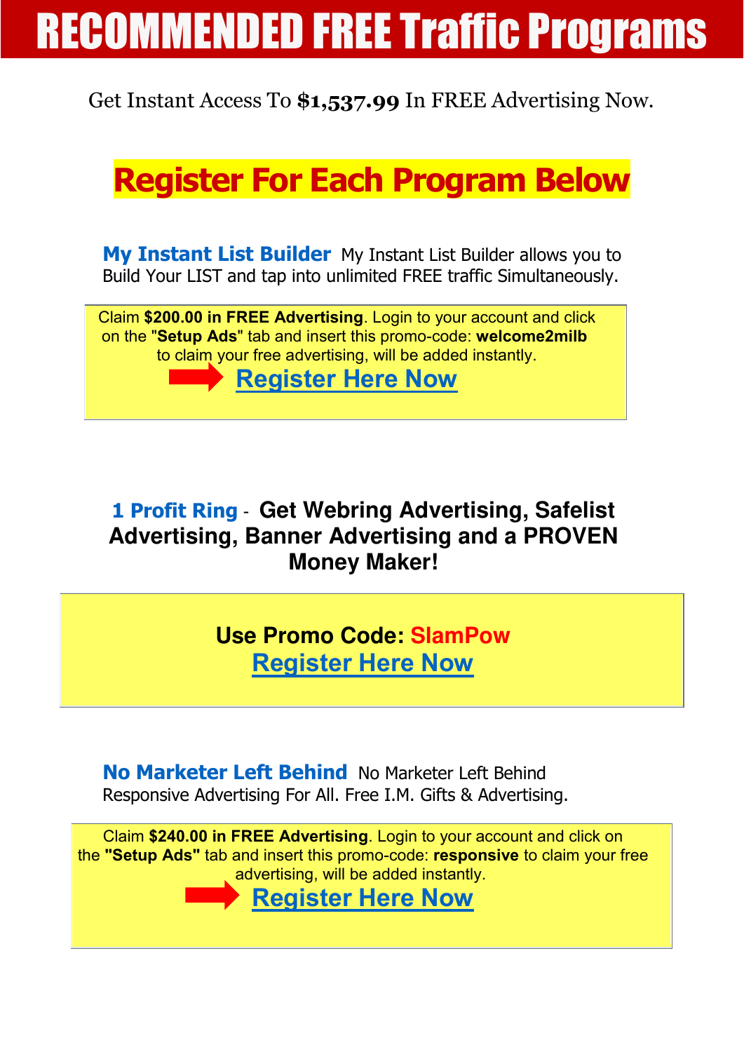# RECOMMENDED FREE Traffic Programs

Get Instant Access To **$1,537.99** In FREE Advertising Now.

## Register For Each Program Below

**My Instant List Builder** My Instant List Builder allows you to Build Your LIST and tap into unlimited FREE traffic Simultaneously.

Claim **$200.00 in FREE Advertising**. Login to your account and click on the "**Setup Ads**" tab and insert this promo-code: **welcome2milb** to claim your free advertising, will be added instantly.

**Register Here Now**

**1 Profit Ring** - **Get Webring Advertising, Safelist Advertising, Banner Advertising and a PROVEN Money Maker!**

**Use Promo Code: SlamPow**

**Register Here Now**

**No Marketer Left Behind** No Marketer Left Behind Responsive Advertising For All. Free I.M. Gifts & Advertising.

Claim **$240.00 in FREE Advertising**. Login to your account and click on the **"Setup Ads"** tab and insert this promo-code: **responsive** to claim your free advertising, will be added instantly.

**Register Here Now**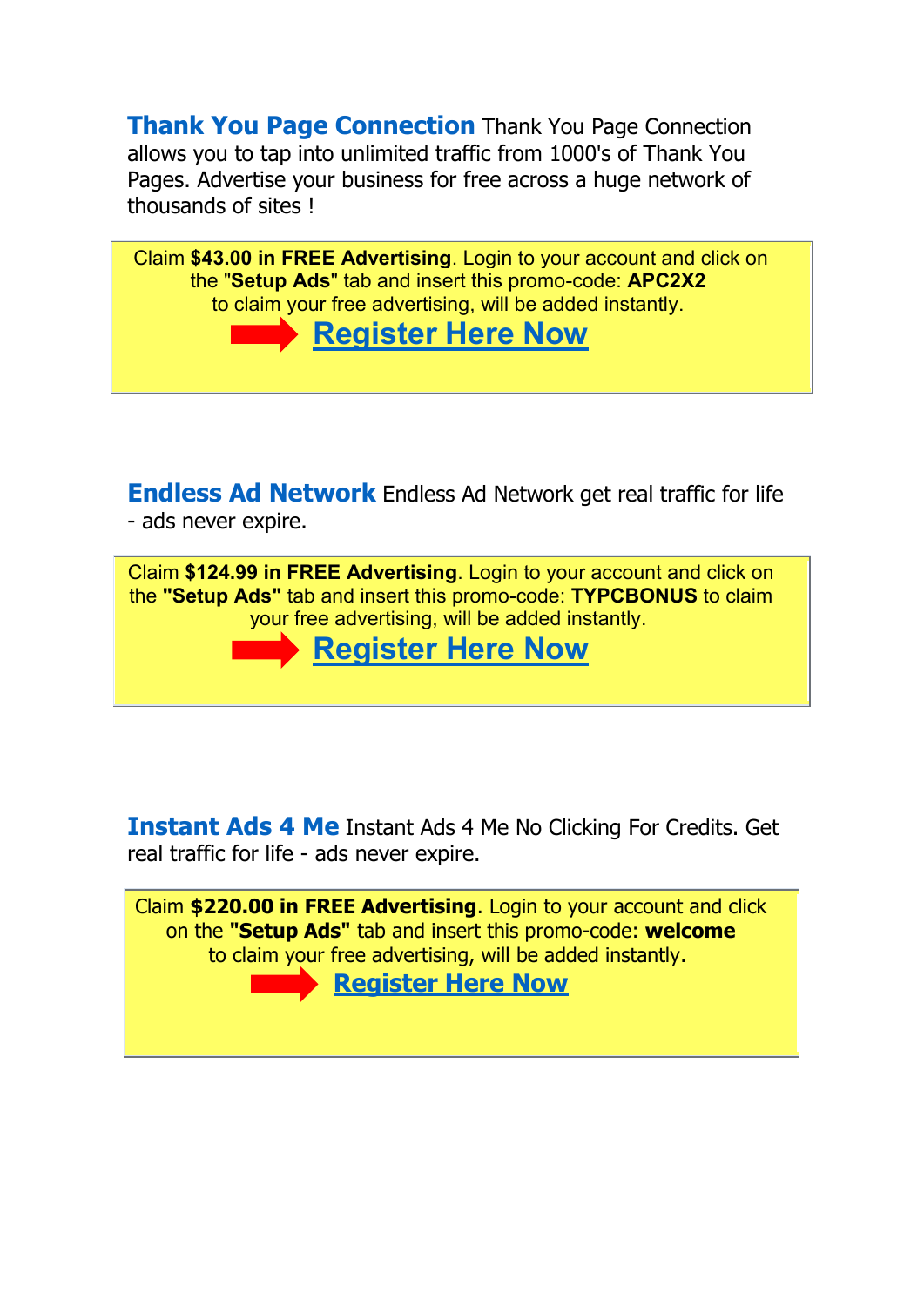**Thank You Page Connection** Thank You Page Connection allows you to tap into unlimited traffic from 1000's of Thank You Pages. Advertise your business for free across a huge network of thousands of sites !

Claim **$43.00 in FREE Advertising**. Login to your account and click on the "**Setup Ads**" tab and insert this promo-code: **APC2X2** to claim your free advertising, will be added instantly.

**Register Here Now**

**Endless Ad Network** Endless Ad Network get real traffic for life - ads never expire.

Claim **$124.99 in FREE Advertising**. Login to your account and click on the **"Setup Ads"** tab and insert this promo-code: **TYPCBONUS** to claim your free advertising, will be added instantly.

**Register Here Now**

**Instant Ads 4 Me** Instant Ads 4 Me No Clicking For Credits. Get real traffic for life - ads never expire.

Claim **$220.00 in FREE Advertising**. Login to your account and click on the **"Setup Ads"** tab and insert this promo-code: **welcome** to claim your free advertising, will be added instantly.

**Register Here Now**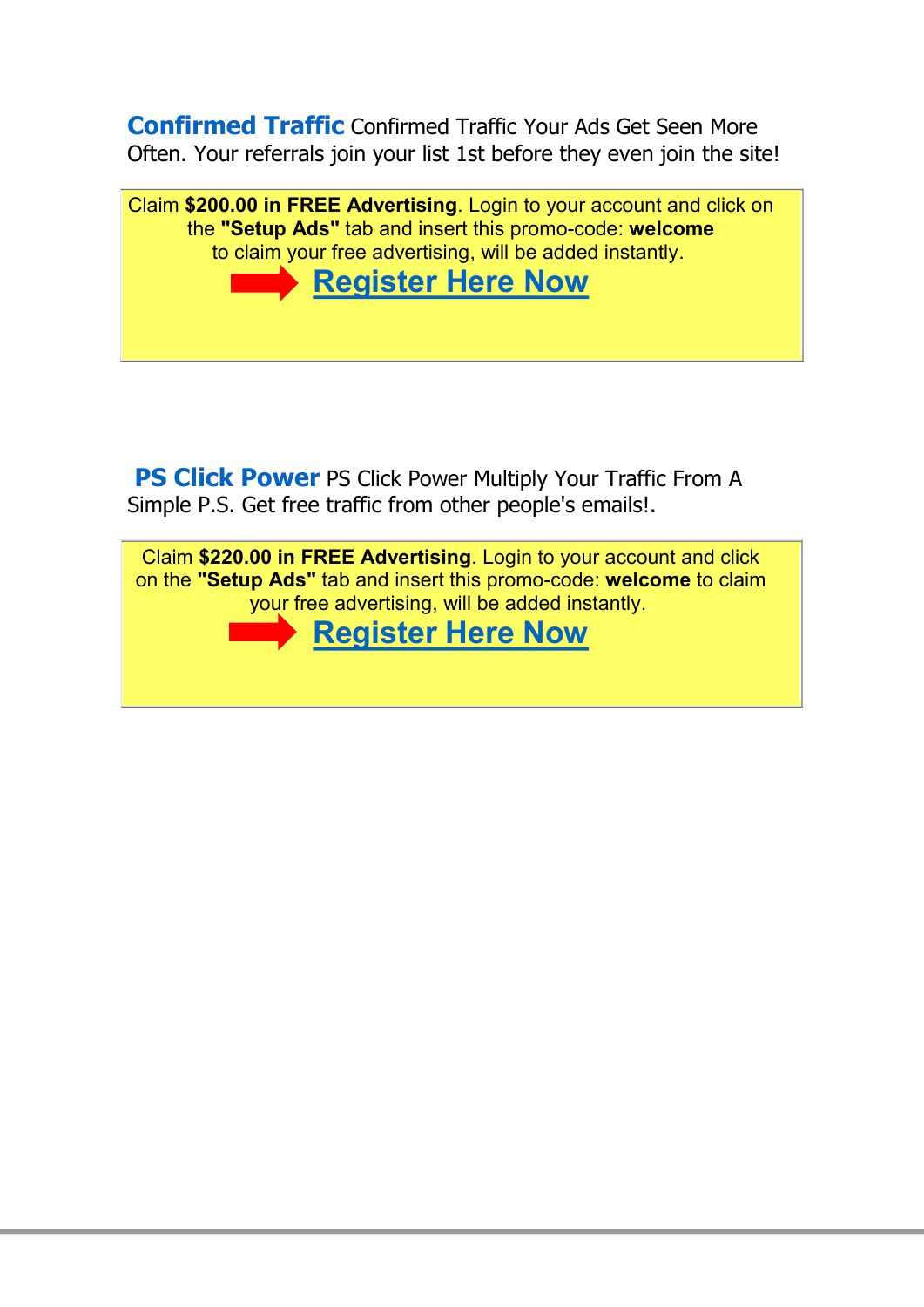**Confirmed Traffic** Confirmed Traffic Your Ads Get Seen More Often. Your referrals join your list 1st before they even join the site!

Claim **$200.00 in FREE Advertising**. Login to your account and click on the **"Setup Ads"** tab and insert this promo-code: **welcome** to claim your free advertising, will be added instantly.

**Register Here Now**

**PS Click Power** PS Click Power Multiply Your Traffic From A Simple P.S. Get free traffic from other people's emails!.

Claim **$220.00 in FREE Advertising**. Login to your account and click on the **"Setup Ads"** tab and insert this promo-code: **welcome** to claim your free advertising, will be added instantly.

**Register Here Now**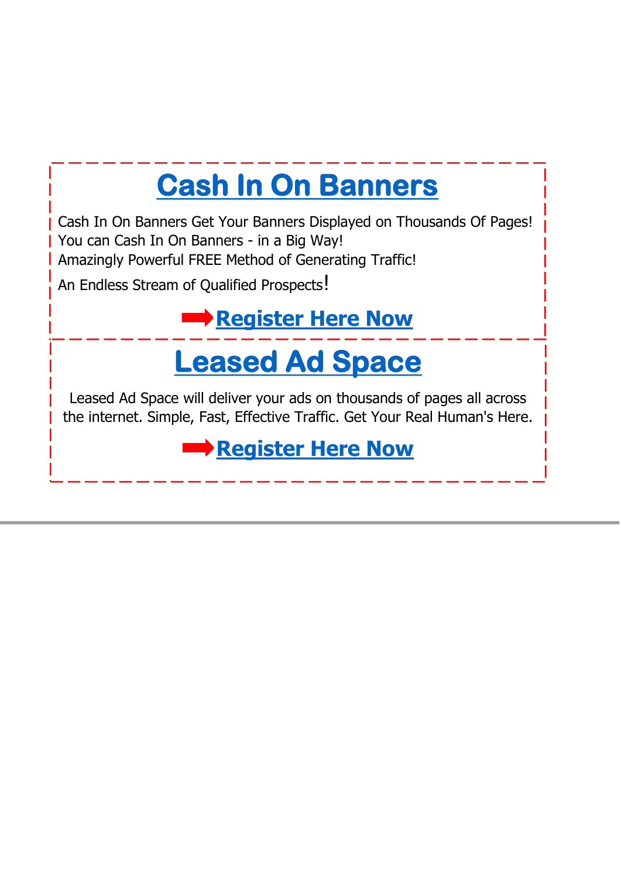## Cash In On Banners

Cash In On Banners Get Your Banners Displayed on Thousands Of Pages!
You can Cash In On Banners - in a Big Way!
Amazingly Powerful FREE Method of Generating Traffic!
An Endless Stream of Qualified Prospects!

➡ **Register Here Now**

## Leased Ad Space

Leased Ad Space will deliver your ads on thousands of pages all across the internet. Simple, Fast, Effective Traffic. Get Your Real Human's Here.

➡ **Register Here Now**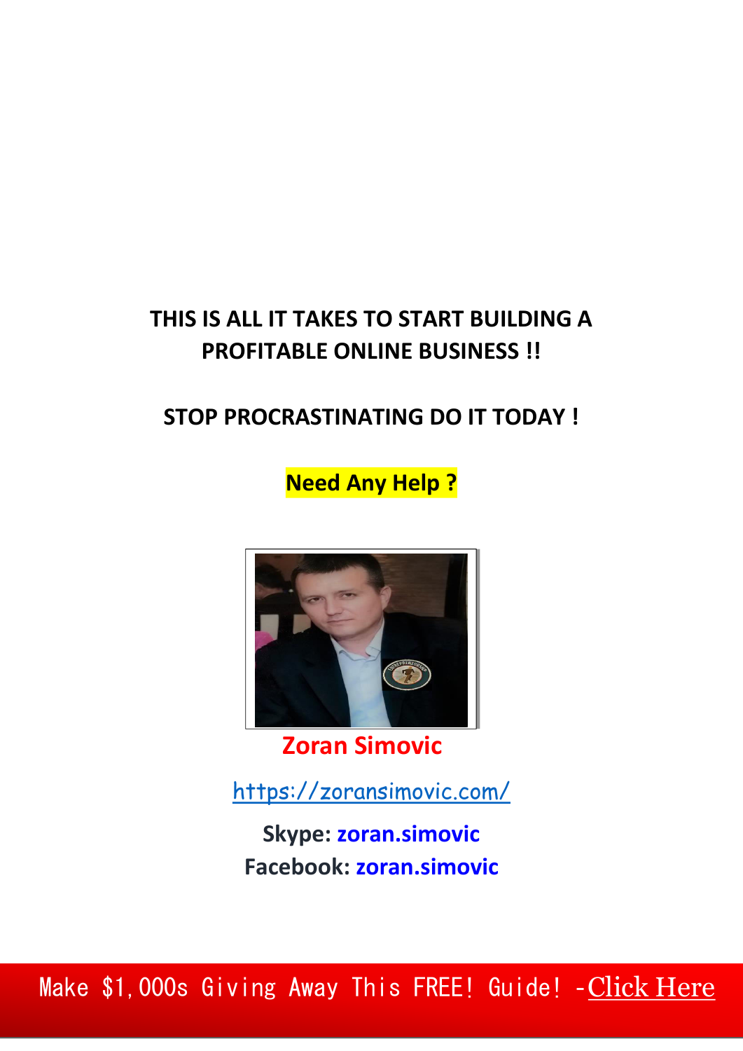**THIS IS ALL IT TAKES TO START BUILDING A PROFITABLE ONLINE BUSINESS !!**

**STOP PROCRASTINATING DO IT TODAY !**

**Need Any Help ?**

**Zoran Simovic**

https://zoransimovic.com/

**Skype: zoran.simovic**
**Facebook: zoran.simovic**

Make $1,000s Giving Away This FREE! Guide! -Click Here